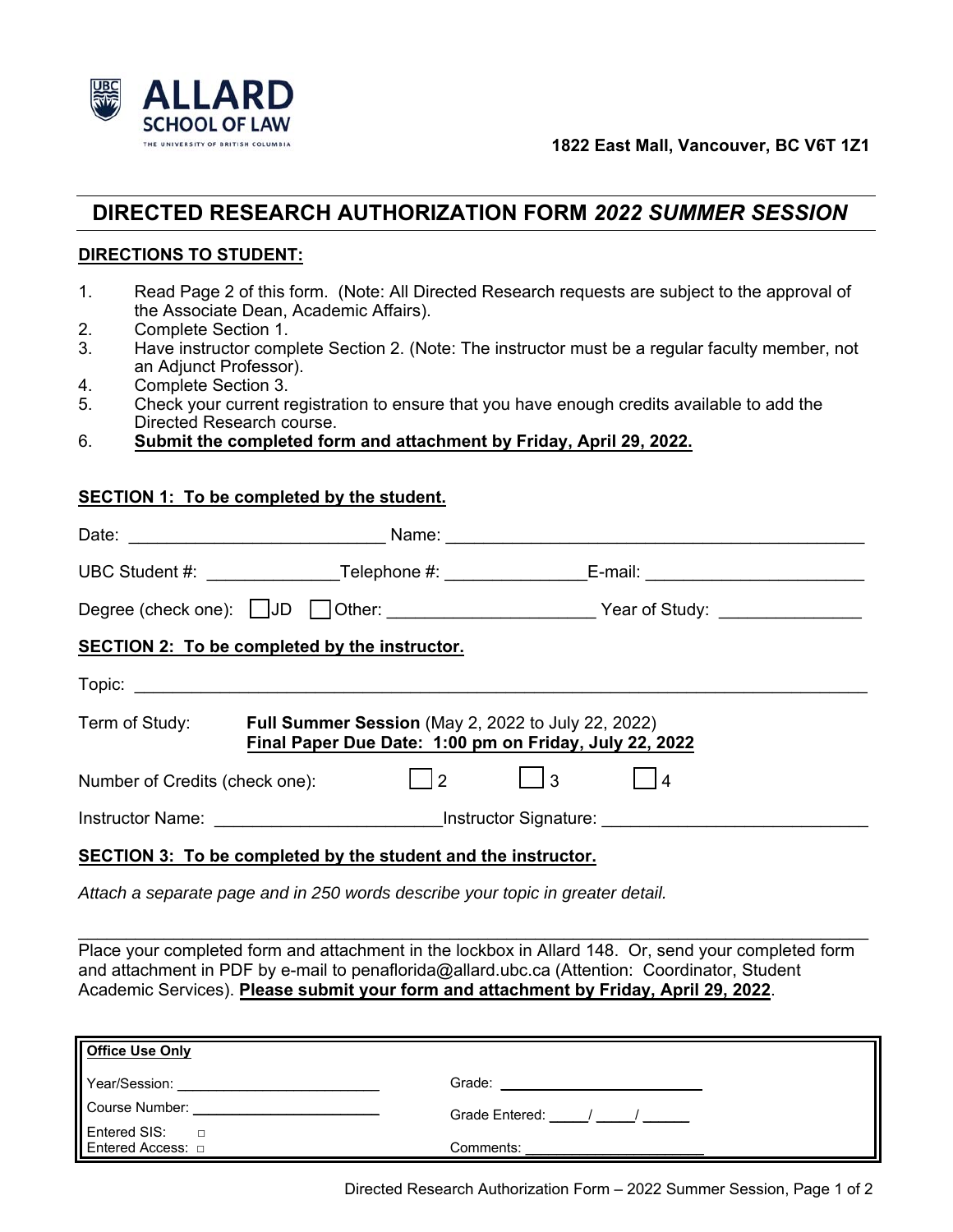**ALLARD SCHOOL OF LAW**
THE UNIVERSITY OF BRITISH COLUMBIA

**1822 East Mall, Vancouver, BC V6T 1Z1**

# DIRECTED RESEARCH AUTHORIZATION FORM *2022 SUMMER SESSION*

## DIRECTIONS TO STUDENT:

1. Read Page 2 of this form. (Note: All Directed Research requests are subject to the approval of the Associate Dean, Academic Affairs).
2. Complete Section 1.
3. Have instructor complete Section 2. (Note: The instructor must be a regular faculty member, not an Adjunct Professor).
4. Complete Section 3.
5. Check your current registration to ensure that you have enough credits available to add the Directed Research course.
6. **Submit the completed form and attachment by Friday, April 29, 2022.**

## SECTION 1: To be completed by the student.

Date: ___________________________ Name: ____________________________________________

UBC Student #: ______________ Telephone #: _______________ E-mail: _______________________

Degree (check one): ☐ JD ☐ Other: ______________________ Year of Study: _______________

## SECTION 2: To be completed by the instructor.

Topic: ____________________________________________________________________________

Term of Study: **Full Summer Session** (May 2, 2022 to July 22, 2022)
**Final Paper Due Date: 1:00 pm on Friday, July 22, 2022**

Number of Credits (check one): ☐ 2 ☐ 3 ☐ 4

Instructor Name: _______________________ Instructor Signature: ____________________________

## SECTION 3: To be completed by the student and the instructor.

*Attach a separate page and in 250 words describe your topic in greater detail.*

---

Place your completed form and attachment in the lockbox in Allard 148. Or, send your completed form and attachment in PDF by e-mail to penaflorida@allard.ubc.ca (Attention: Coordinator, Student Academic Services). **Please submit your form and attachment by Friday, April 29, 2022**.

| **Office Use Only** | |
|---|---|
| Year/Session: _______________ | Grade: _______________ |
| Course Number: _______________ | Grade Entered: _____/ _____/ ______ |
| Entered SIS: ☐<br>Entered Access: ☐ | Comments: _______________ |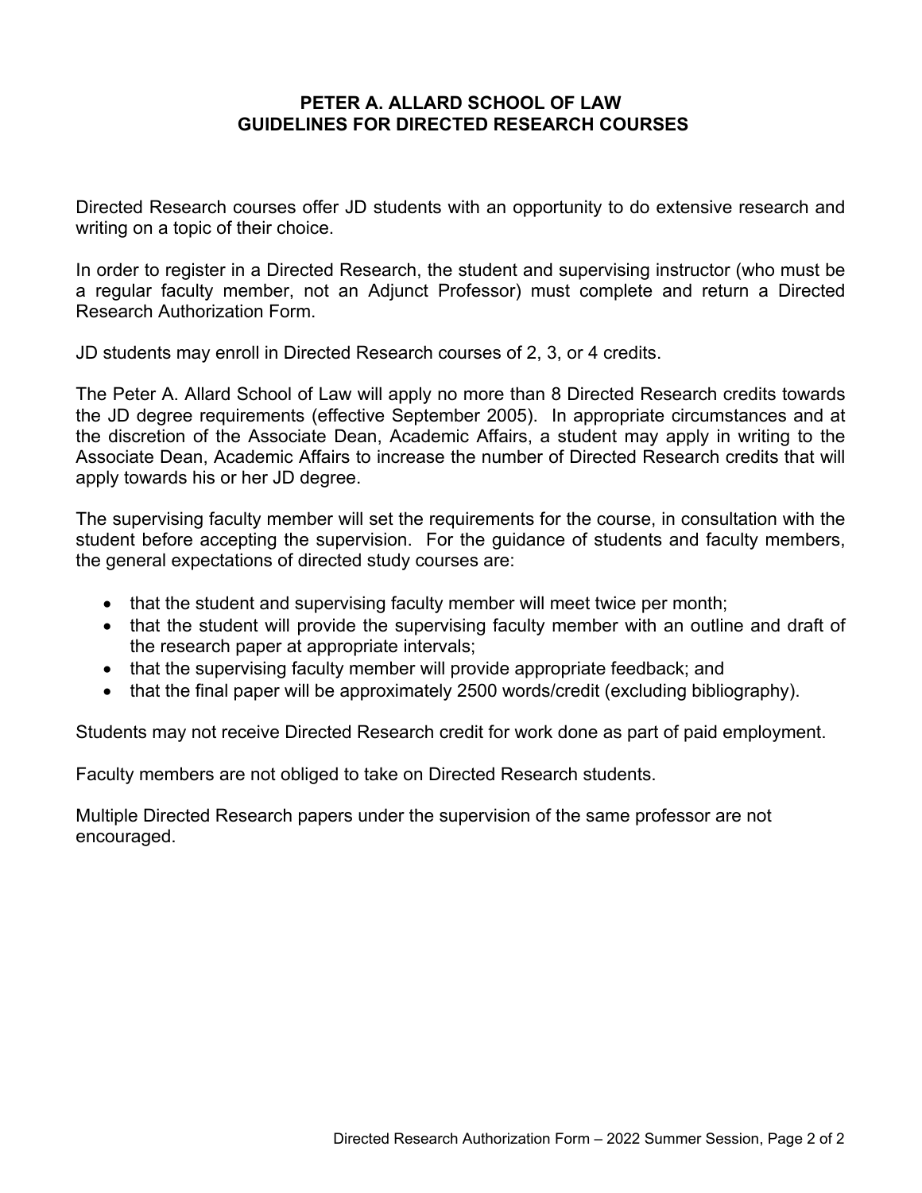# PETER A. ALLARD SCHOOL OF LAW
# GUIDELINES FOR DIRECTED RESEARCH COURSES

Directed Research courses offer JD students with an opportunity to do extensive research and writing on a topic of their choice.

In order to register in a Directed Research, the student and supervising instructor (who must be a regular faculty member, not an Adjunct Professor) must complete and return a Directed Research Authorization Form.

JD students may enroll in Directed Research courses of 2, 3, or 4 credits.

The Peter A. Allard School of Law will apply no more than 8 Directed Research credits towards the JD degree requirements (effective September 2005). In appropriate circumstances and at the discretion of the Associate Dean, Academic Affairs, a student may apply in writing to the Associate Dean, Academic Affairs to increase the number of Directed Research credits that will apply towards his or her JD degree.

The supervising faculty member will set the requirements for the course, in consultation with the student before accepting the supervision. For the guidance of students and faculty members, the general expectations of directed study courses are:

- that the student and supervising faculty member will meet twice per month;
- that the student will provide the supervising faculty member with an outline and draft of the research paper at appropriate intervals;
- that the supervising faculty member will provide appropriate feedback; and
- that the final paper will be approximately 2500 words/credit (excluding bibliography).

Students may not receive Directed Research credit for work done as part of paid employment.

Faculty members are not obliged to take on Directed Research students.

Multiple Directed Research papers under the supervision of the same professor are not encouraged.